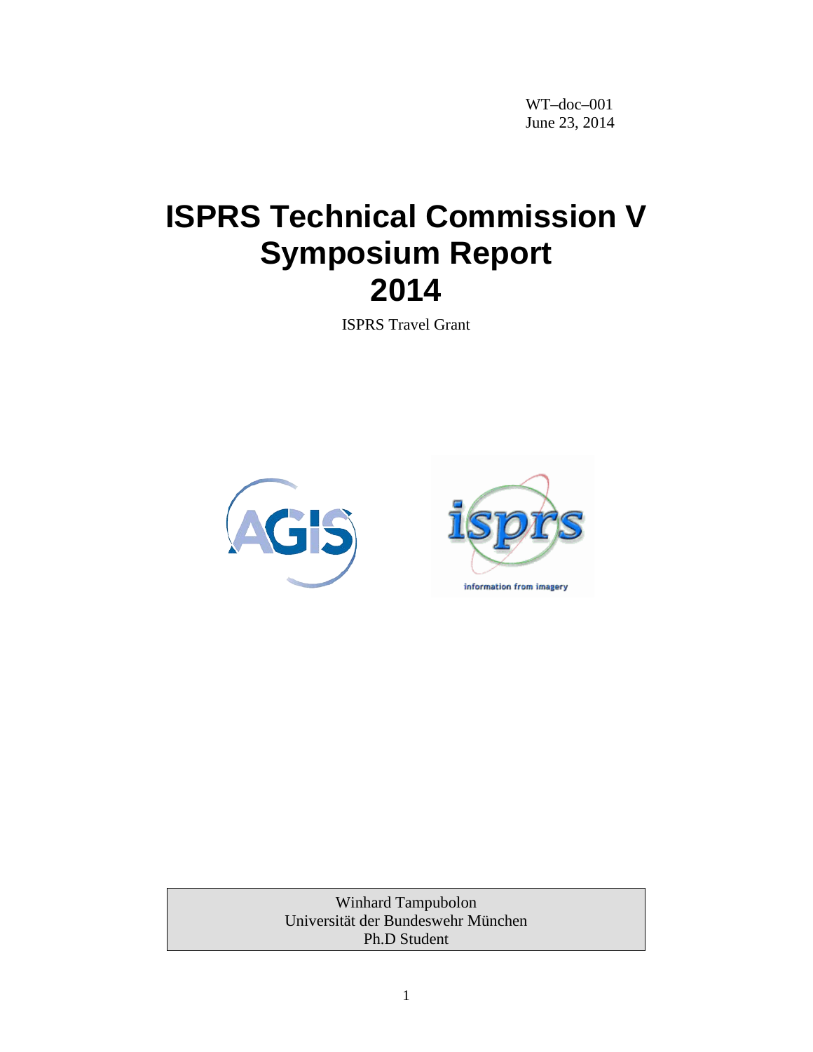WT–doc–001
June 23, 2014

# ISPRS Technical Commission V Symposium Report 2014

ISPRS Travel Grant

Winhard Tampubolon
Universität der Bundeswehr München
Ph.D Student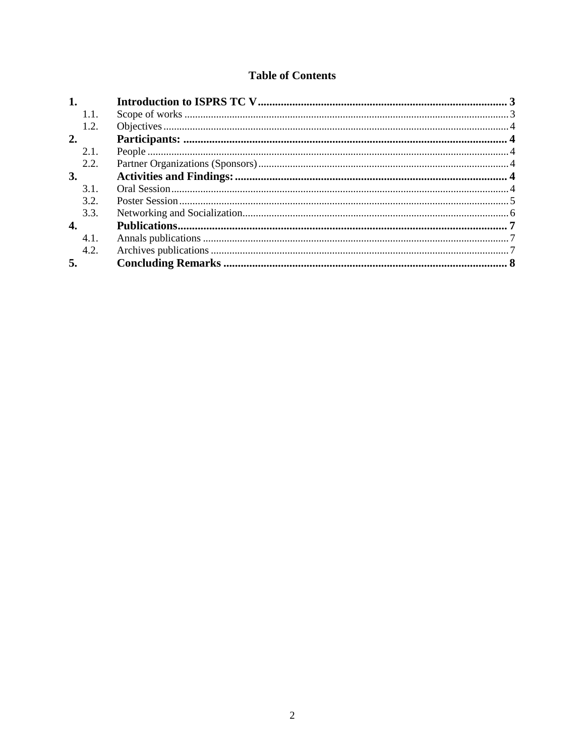## Table of Contents

1. **Introduction to ISPRS TC V** ........ 3
   - 1.1. Scope of works ........ 3
   - 1.2. Objectives ........ 4
2. **Participants:** ........ 4
   - 2.1. People ........ 4
   - 2.2. Partner Organizations (Sponsors) ........ 4
3. **Activities and Findings:** ........ 4
   - 3.1. Oral Session ........ 4
   - 3.2. Poster Session ........ 5
   - 3.3. Networking and Socialization ........ 6
4. **Publications** ........ 7
   - 4.1. Annals publications ........ 7
   - 4.2. Archives publications ........ 7
5. **Concluding Remarks** ........ 8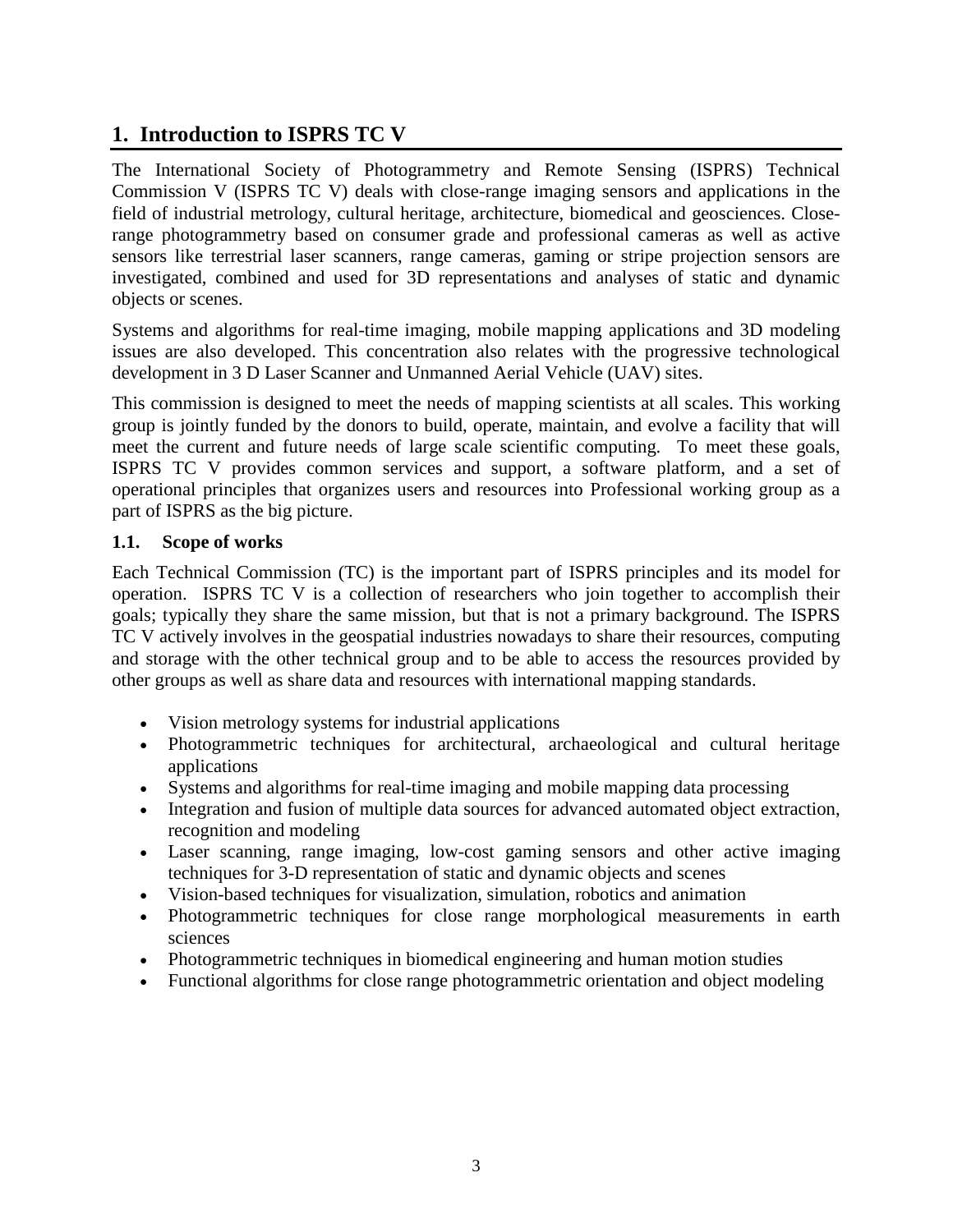# 1. Introduction to ISPRS TC V

The International Society of Photogrammetry and Remote Sensing (ISPRS) Technical Commission V (ISPRS TC V) deals with close-range imaging sensors and applications in the field of industrial metrology, cultural heritage, architecture, biomedical and geosciences. Close-range photogrammetry based on consumer grade and professional cameras as well as active sensors like terrestrial laser scanners, range cameras, gaming or stripe projection sensors are investigated, combined and used for 3D representations and analyses of static and dynamic objects or scenes.

Systems and algorithms for real-time imaging, mobile mapping applications and 3D modeling issues are also developed. This concentration also relates with the progressive technological development in 3 D Laser Scanner and Unmanned Aerial Vehicle (UAV) sites.

This commission is designed to meet the needs of mapping scientists at all scales. This working group is jointly funded by the donors to build, operate, maintain, and evolve a facility that will meet the current and future needs of large scale scientific computing. To meet these goals, ISPRS TC V provides common services and support, a software platform, and a set of operational principles that organizes users and resources into Professional working group as a part of ISPRS as the big picture.

## 1.1. Scope of works

Each Technical Commission (TC) is the important part of ISPRS principles and its model for operation. ISPRS TC V is a collection of researchers who join together to accomplish their goals; typically they share the same mission, but that is not a primary background. The ISPRS TC V actively involves in the geospatial industries nowadays to share their resources, computing and storage with the other technical group and to be able to access the resources provided by other groups as well as share data and resources with international mapping standards.

- Vision metrology systems for industrial applications
- Photogrammetric techniques for architectural, archaeological and cultural heritage applications
- Systems and algorithms for real-time imaging and mobile mapping data processing
- Integration and fusion of multiple data sources for advanced automated object extraction, recognition and modeling
- Laser scanning, range imaging, low-cost gaming sensors and other active imaging techniques for 3-D representation of static and dynamic objects and scenes
- Vision-based techniques for visualization, simulation, robotics and animation
- Photogrammetric techniques for close range morphological measurements in earth sciences
- Photogrammetric techniques in biomedical engineering and human motion studies
- Functional algorithms for close range photogrammetric orientation and object modeling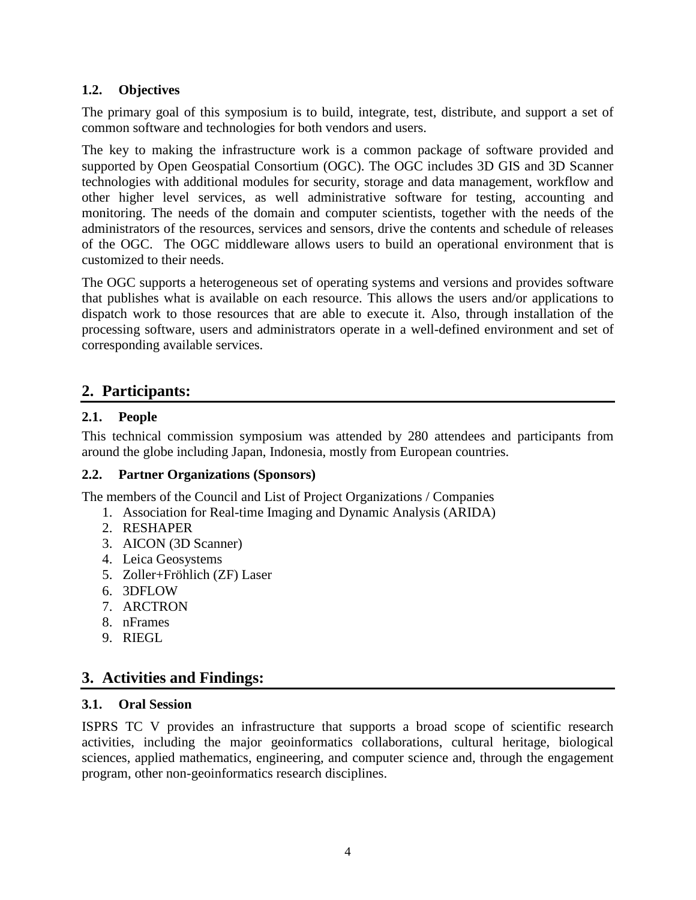### 1.2. Objectives

The primary goal of this symposium is to build, integrate, test, distribute, and support a set of common software and technologies for both vendors and users.

The key to making the infrastructure work is a common package of software provided and supported by Open Geospatial Consortium (OGC). The OGC includes 3D GIS and 3D Scanner technologies with additional modules for security, storage and data management, workflow and other higher level services, as well administrative software for testing, accounting and monitoring. The needs of the domain and computer scientists, together with the needs of the administrators of the resources, services and sensors, drive the contents and schedule of releases of the OGC. The OGC middleware allows users to build an operational environment that is customized to their needs.

The OGC supports a heterogeneous set of operating systems and versions and provides software that publishes what is available on each resource. This allows the users and/or applications to dispatch work to those resources that are able to execute it. Also, through installation of the processing software, users and administrators operate in a well-defined environment and set of corresponding available services.

## 2. Participants:

### 2.1. People

This technical commission symposium was attended by 280 attendees and participants from around the globe including Japan, Indonesia, mostly from European countries.

### 2.2. Partner Organizations (Sponsors)

The members of the Council and List of Project Organizations / Companies

1. Association for Real-time Imaging and Dynamic Analysis (ARIDA)
2. RESHAPER
3. AICON (3D Scanner)
4. Leica Geosystems
5. Zoller+Fröhlich (ZF) Laser
6. 3DFLOW
7. ARCTRON
8. nFrames
9. RIEGL

## 3. Activities and Findings:

### 3.1. Oral Session

ISPRS TC V provides an infrastructure that supports a broad scope of scientific research activities, including the major geoinformatics collaborations, cultural heritage, biological sciences, applied mathematics, engineering, and computer science and, through the engagement program, other non-geoinformatics research disciplines.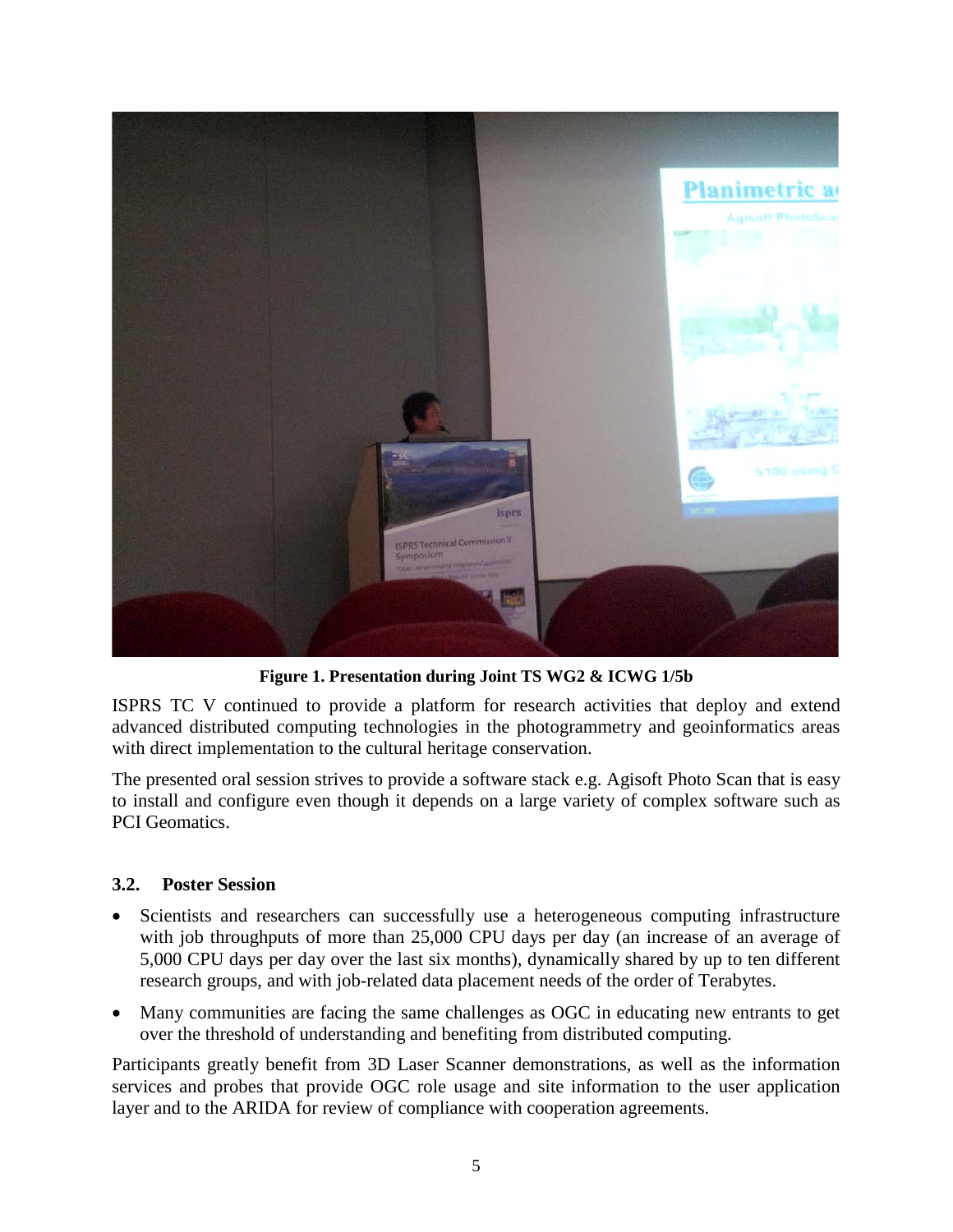**Figure 1. Presentation during Joint TS WG2 & ICWG 1/5b**

ISPRS TC V continued to provide a platform for research activities that deploy and extend advanced distributed computing technologies in the photogrammetry and geoinformatics areas with direct implementation to the cultural heritage conservation.

The presented oral session strives to provide a software stack e.g. Agisoft Photo Scan that is easy to install and configure even though it depends on a large variety of complex software such as PCI Geomatics.

### 3.2. Poster Session

- Scientists and researchers can successfully use a heterogeneous computing infrastructure with job throughputs of more than 25,000 CPU days per day (an increase of an average of 5,000 CPU days per day over the last six months), dynamically shared by up to ten different research groups, and with job-related data placement needs of the order of Terabytes.
- Many communities are facing the same challenges as OGC in educating new entrants to get over the threshold of understanding and benefiting from distributed computing.

Participants greatly benefit from 3D Laser Scanner demonstrations, as well as the information services and probes that provide OGC role usage and site information to the user application layer and to the ARIDA for review of compliance with cooperation agreements.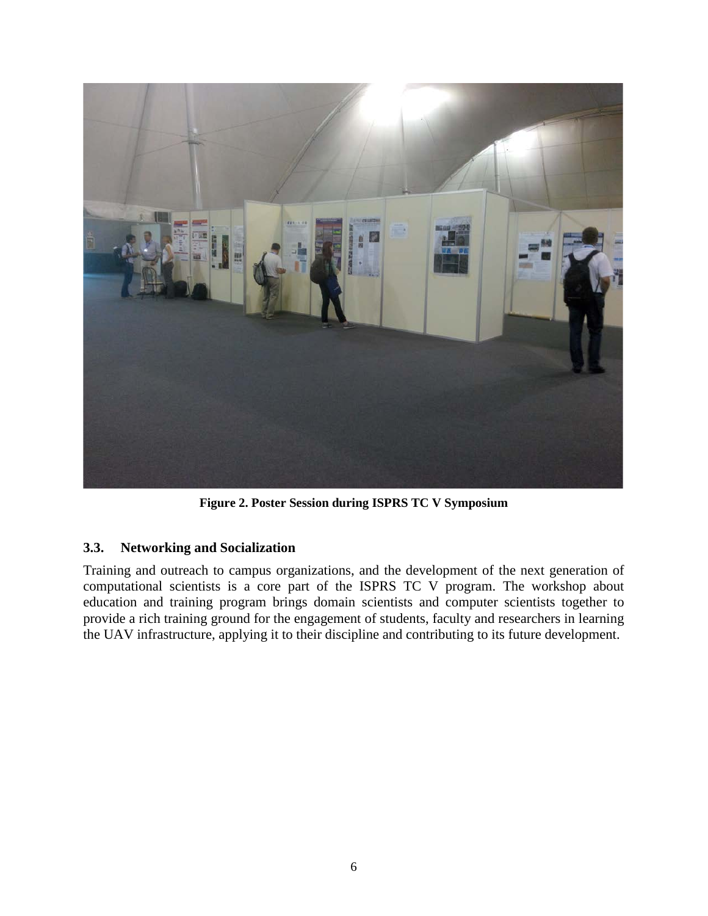**Figure 2. Poster Session during ISPRS TC V Symposium**

### 3.3. Networking and Socialization

Training and outreach to campus organizations, and the development of the next generation of computational scientists is a core part of the ISPRS TC V program. The workshop about education and training program brings domain scientists and computer scientists together to provide a rich training ground for the engagement of students, faculty and researchers in learning the UAV infrastructure, applying it to their discipline and contributing to its future development.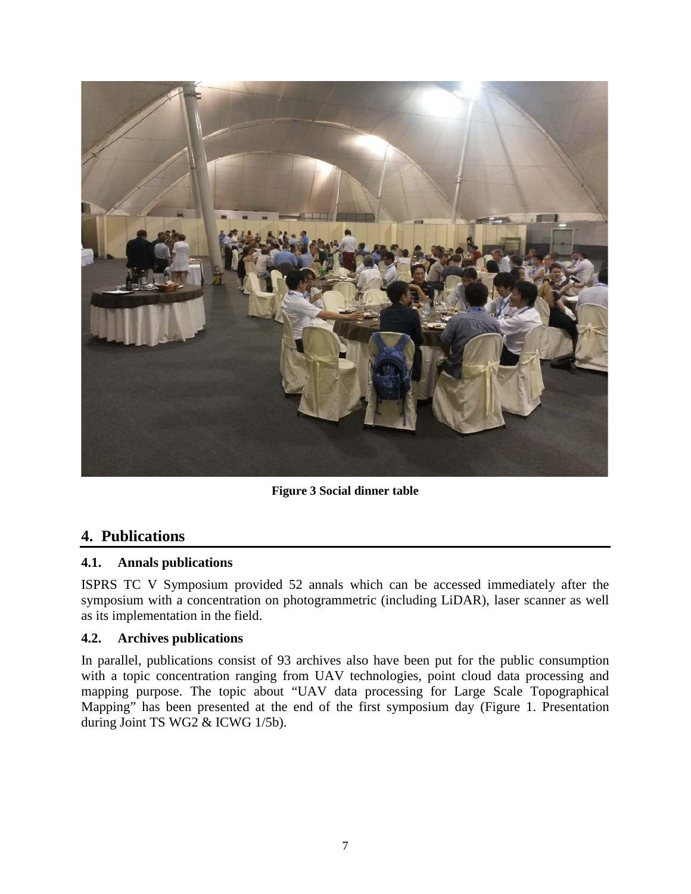**Figure 3 Social dinner table**

## 4. Publications

### 4.1. Annals publications

ISPRS TC V Symposium provided 52 annals which can be accessed immediately after the symposium with a concentration on photogrammetric (including LiDAR), laser scanner as well as its implementation in the field.

### 4.2. Archives publications

In parallel, publications consist of 93 archives also have been put for the public consumption with a topic concentration ranging from UAV technologies, point cloud data processing and mapping purpose. The topic about "UAV data processing for Large Scale Topographical Mapping" has been presented at the end of the first symposium day (Figure 1. Presentation during Joint TS WG2 & ICWG 1/5b).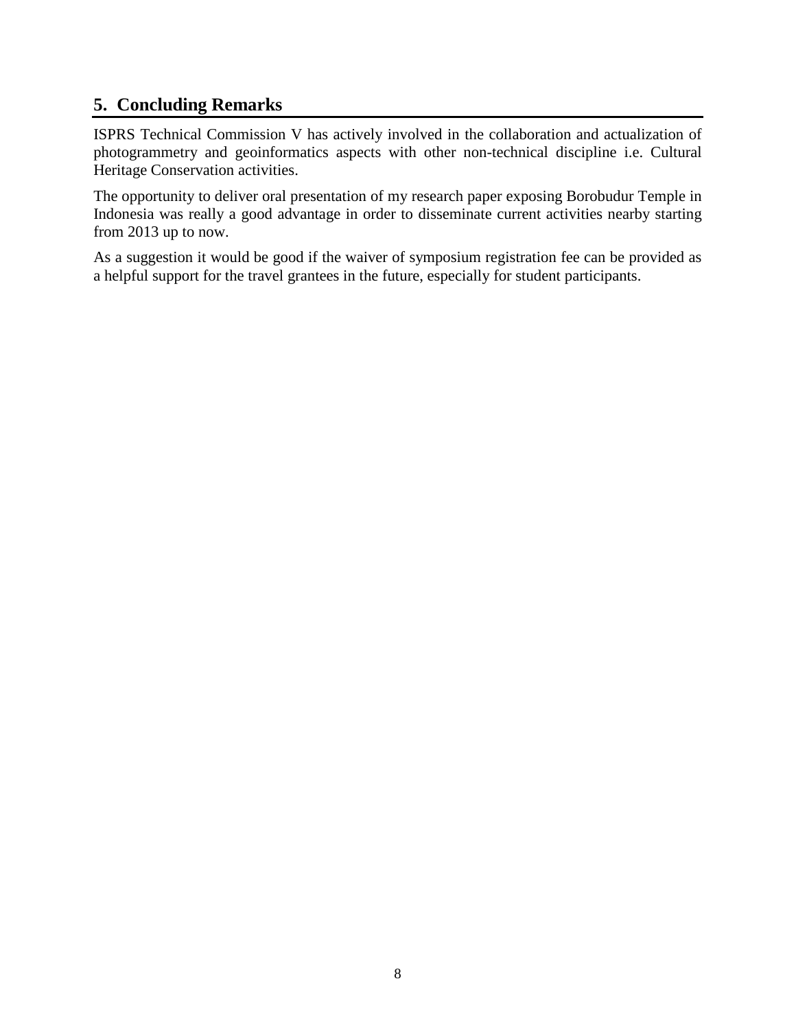## 5. Concluding Remarks

ISPRS Technical Commission V has actively involved in the collaboration and actualization of photogrammetry and geoinformatics aspects with other non-technical discipline i.e. Cultural Heritage Conservation activities.

The opportunity to deliver oral presentation of my research paper exposing Borobudur Temple in Indonesia was really a good advantage in order to disseminate current activities nearby starting from 2013 up to now.

As a suggestion it would be good if the waiver of symposium registration fee can be provided as a helpful support for the travel grantees in the future, especially for student participants.